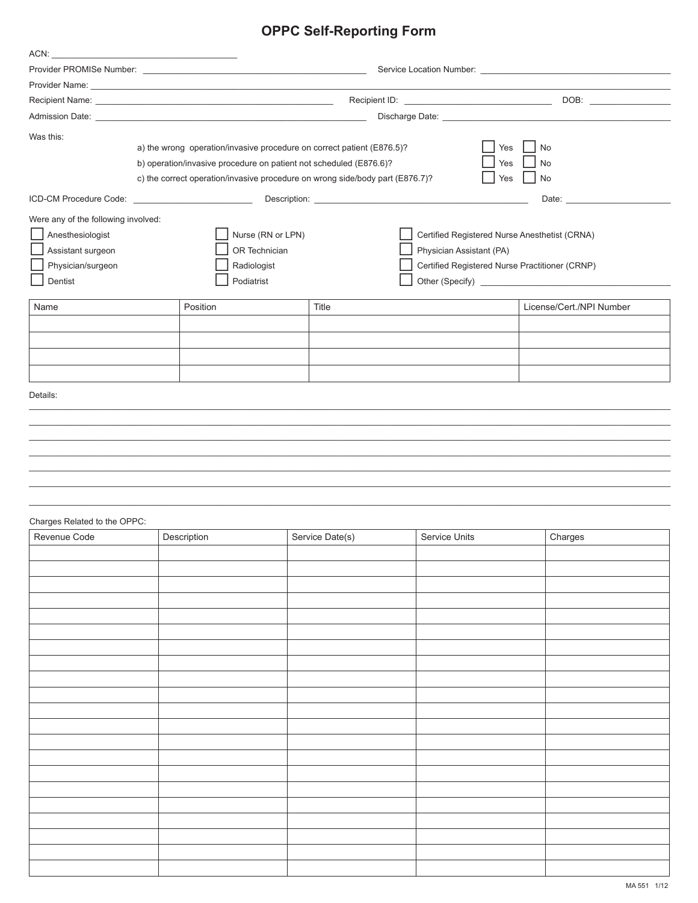# OPPC Self-Reporting Form

ACN: ______________________________

Provider PROMISe Number: ______________________________ Service Location Number: ______________________________

Provider Name: ______________________________

Recipient Name: ______________________________ Recipient ID: ______________________________ DOB: ______________

Admission Date: ______________________________ Discharge Date: ______________________________

Was this:

a) the wrong operation/invasive procedure on correct patient (E876.5)? ☐ Yes ☐ No

b) operation/invasive procedure on patient not scheduled (E876.6)? ☐ Yes ☐ No

c) the correct operation/invasive procedure on wrong side/body part (E876.7)? ☐ Yes ☐ No

ICD-CM Procedure Code: ______________ Description: ______________________________ Date: ______________

Were any of the following involved:

- ☐ Anesthesiologist
- ☐ Assistant surgeon
- ☐ Physician/surgeon
- ☐ Dentist
- ☐ Nurse (RN or LPN)
- ☐ OR Technician
- ☐ Radiologist
- ☐ Podiatrist
- ☐ Certified Registered Nurse Anesthetist (CRNA)
- ☐ Physician Assistant (PA)
- ☐ Certified Registered Nurse Practitioner (CRNP)
- ☐ Other (Specify) ______________________________

| Name | Position | Title | License/Cert./NPI Number |
|---|---|---|---|
| | | | |
| | | | |
| | | | |
| | | | |

Details:

______________________________________________________________________

______________________________________________________________________

______________________________________________________________________

______________________________________________________________________

______________________________________________________________________

______________________________________________________________________

______________________________________________________________________

Charges Related to the OPPC:

| Revenue Code | Description | Service Date(s) | Service Units | Charges |
|---|---|---|---|---|
| | | | | |
| | | | | |
| | | | | |
| | | | | |
| | | | | |
| | | | | |
| | | | | |
| | | | | |
| | | | | |
| | | | | |
| | | | | |
| | | | | |
| | | | | |
| | | | | |
| | | | | |
| | | | | |
| | | | | |
| | | | | |
| | | | | |
| | | | | |
| | | | | |

MA 551 1/12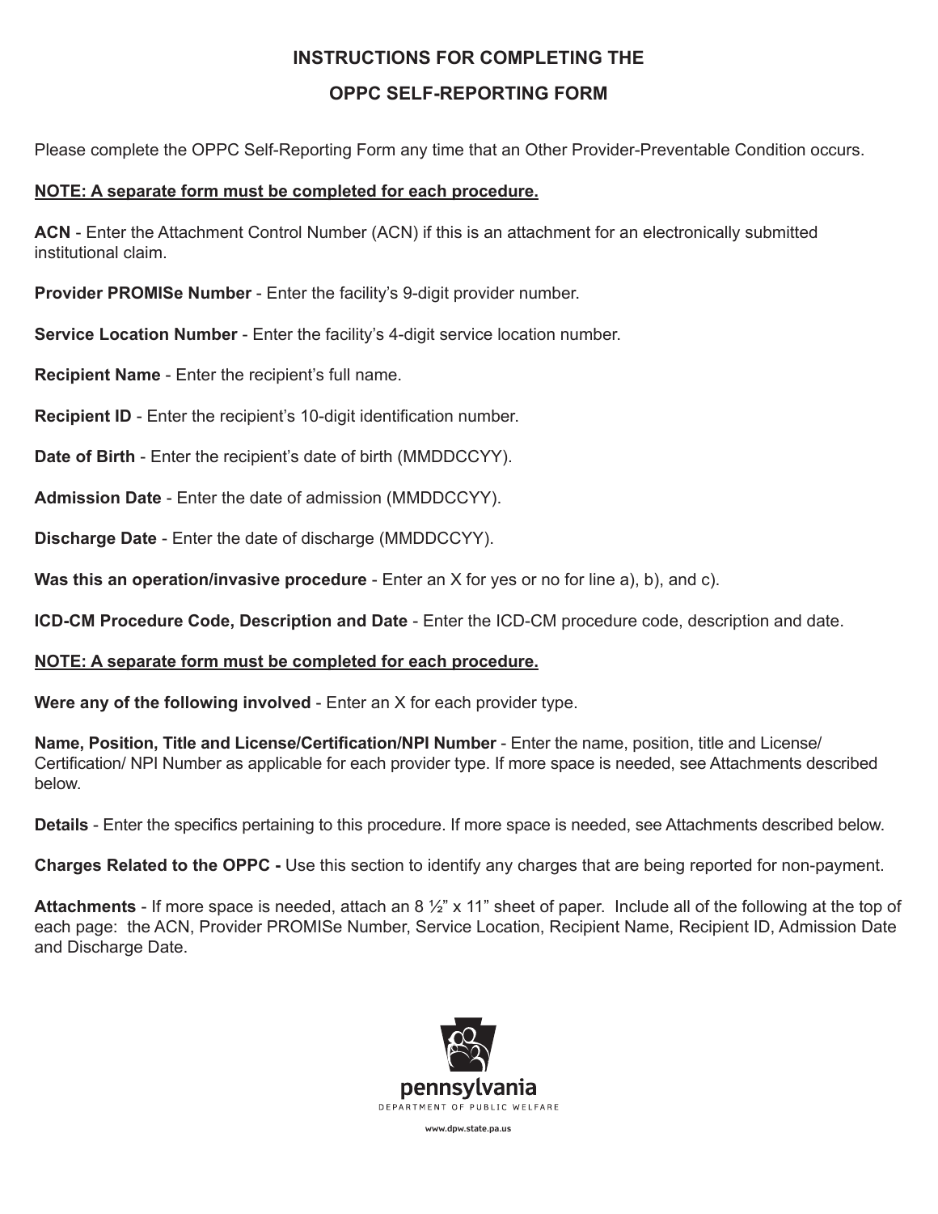# INSTRUCTIONS FOR COMPLETING THE OPPC SELF-REPORTING FORM

Please complete the OPPC Self-Reporting Form any time that an Other Provider-Preventable Condition occurs.

**NOTE: A separate form must be completed for each procedure.**

**ACN** - Enter the Attachment Control Number (ACN) if this is an attachment for an electronically submitted institutional claim.

**Provider PROMISe Number** - Enter the facility's 9-digit provider number.

**Service Location Number** - Enter the facility's 4-digit service location number.

**Recipient Name** - Enter the recipient's full name.

**Recipient ID** - Enter the recipient's 10-digit identification number.

**Date of Birth** - Enter the recipient's date of birth (MMDDCCYY).

**Admission Date** - Enter the date of admission (MMDDCCYY).

**Discharge Date** - Enter the date of discharge (MMDDCCYY).

**Was this an operation/invasive procedure** - Enter an X for yes or no for line a), b), and c).

**ICD-CM Procedure Code, Description and Date** - Enter the ICD-CM procedure code, description and date.

**NOTE: A separate form must be completed for each procedure.**

**Were any of the following involved** - Enter an X for each provider type.

**Name, Position, Title and License/Certification/NPI Number** - Enter the name, position, title and License/ Certification/ NPI Number as applicable for each provider type. If more space is needed, see Attachments described below.

**Details** - Enter the specifics pertaining to this procedure. If more space is needed, see Attachments described below.

**Charges Related to the OPPC -** Use this section to identify any charges that are being reported for non-payment.

**Attachments** - If more space is needed, attach an 8 ½" x 11" sheet of paper. Include all of the following at the top of each page: the ACN, Provider PROMISe Number, Service Location, Recipient Name, Recipient ID, Admission Date and Discharge Date.

pennsylvania
DEPARTMENT OF PUBLIC WELFARE

www.dpw.state.pa.us